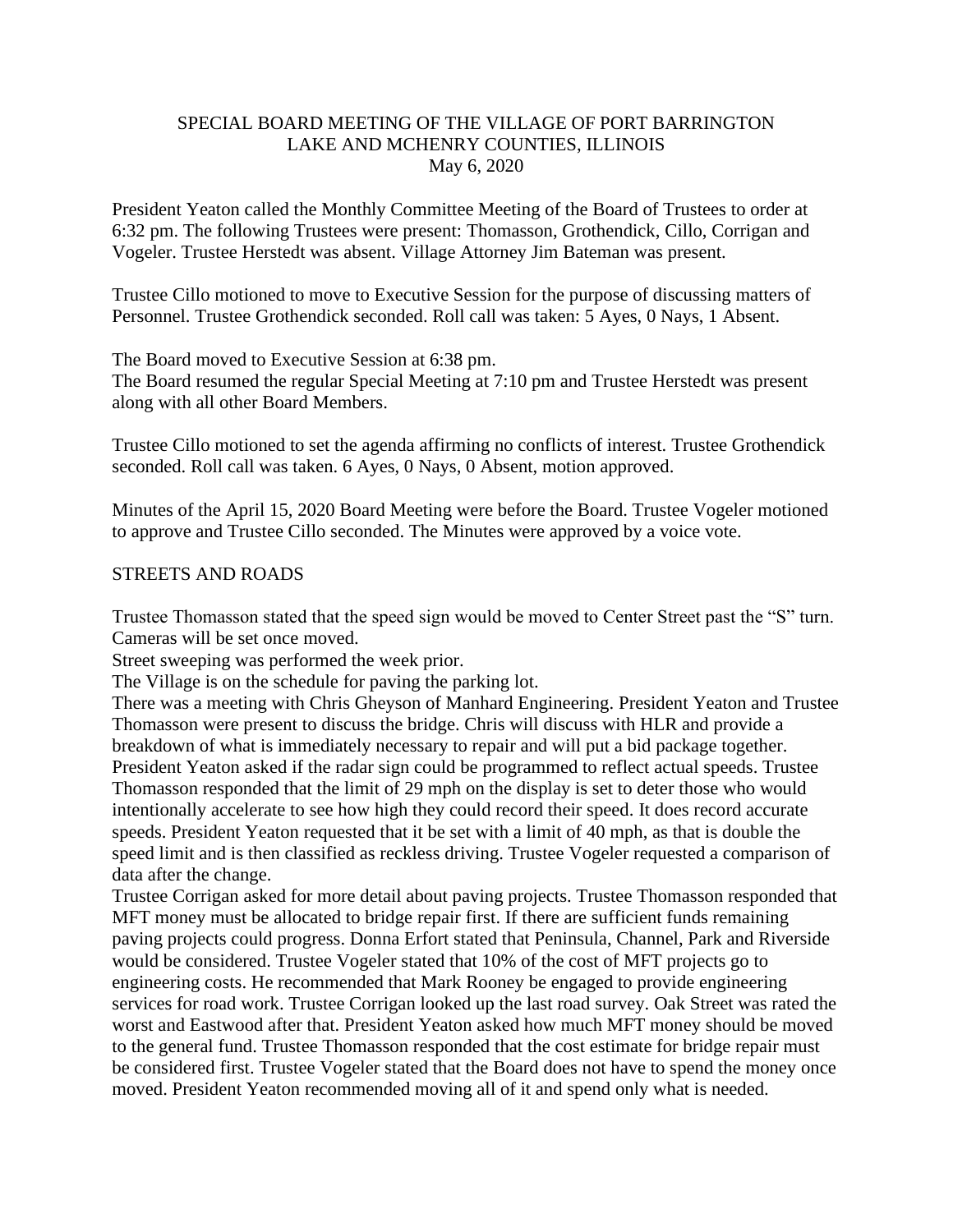# SPECIAL BOARD MEETING OF THE VILLAGE OF PORT BARRINGTON
## LAKE AND MCHENRY COUNTIES, ILLINOIS
### May 6, 2020

President Yeaton called the Monthly Committee Meeting of the Board of Trustees to order at 6:32 pm. The following Trustees were present: Thomasson, Grothendick, Cillo, Corrigan and Vogeler. Trustee Herstedt was absent. Village Attorney Jim Bateman was present.

Trustee Cillo motioned to move to Executive Session for the purpose of discussing matters of Personnel. Trustee Grothendick seconded. Roll call was taken: 5 Ayes, 0 Nays, 1 Absent.

The Board moved to Executive Session at 6:38 pm.
The Board resumed the regular Special Meeting at 7:10 pm and Trustee Herstedt was present along with all other Board Members.

Trustee Cillo motioned to set the agenda affirming no conflicts of interest. Trustee Grothendick seconded. Roll call was taken. 6 Ayes, 0 Nays, 0 Absent, motion approved.

Minutes of the April 15, 2020 Board Meeting were before the Board. Trustee Vogeler motioned to approve and Trustee Cillo seconded. The Minutes were approved by a voice vote.

## STREETS AND ROADS

Trustee Thomasson stated that the speed sign would be moved to Center Street past the "S" turn. Cameras will be set once moved.
Street sweeping was performed the week prior.
The Village is on the schedule for paving the parking lot.
There was a meeting with Chris Gheyson of Manhard Engineering. President Yeaton and Trustee Thomasson were present to discuss the bridge. Chris will discuss with HLR and provide a breakdown of what is immediately necessary to repair and will put a bid package together.
President Yeaton asked if the radar sign could be programmed to reflect actual speeds. Trustee Thomasson responded that the limit of 29 mph on the display is set to deter those who would intentionally accelerate to see how high they could record their speed. It does record accurate speeds. President Yeaton requested that it be set with a limit of 40 mph, as that is double the speed limit and is then classified as reckless driving. Trustee Vogeler requested a comparison of data after the change.
Trustee Corrigan asked for more detail about paving projects. Trustee Thomasson responded that MFT money must be allocated to bridge repair first. If there are sufficient funds remaining paving projects could progress. Donna Erfort stated that Peninsula, Channel, Park and Riverside would be considered. Trustee Vogeler stated that 10% of the cost of MFT projects go to engineering costs. He recommended that Mark Rooney be engaged to provide engineering services for road work. Trustee Corrigan looked up the last road survey. Oak Street was rated the worst and Eastwood after that. President Yeaton asked how much MFT money should be moved to the general fund. Trustee Thomasson responded that the cost estimate for bridge repair must be considered first. Trustee Vogeler stated that the Board does not have to spend the money once moved. President Yeaton recommended moving all of it and spend only what is needed.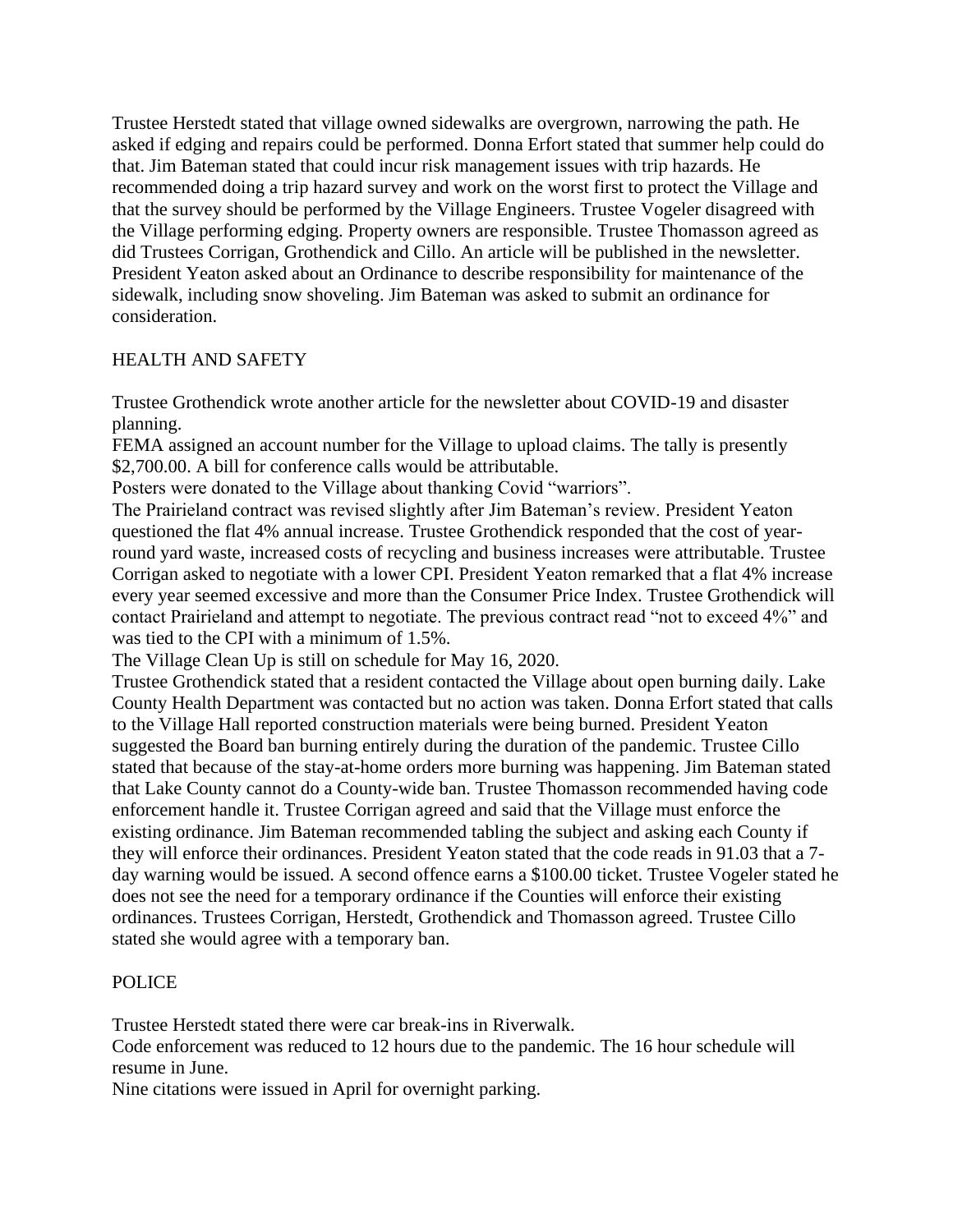Trustee Herstedt stated that village owned sidewalks are overgrown, narrowing the path. He asked if edging and repairs could be performed. Donna Erfort stated that summer help could do that. Jim Bateman stated that could incur risk management issues with trip hazards. He recommended doing a trip hazard survey and work on the worst first to protect the Village and that the survey should be performed by the Village Engineers. Trustee Vogeler disagreed with the Village performing edging. Property owners are responsible. Trustee Thomasson agreed as did Trustees Corrigan, Grothendick and Cillo. An article will be published in the newsletter. President Yeaton asked about an Ordinance to describe responsibility for maintenance of the sidewalk, including snow shoveling. Jim Bateman was asked to submit an ordinance for consideration.

## HEALTH AND SAFETY

Trustee Grothendick wrote another article for the newsletter about COVID-19 and disaster planning.

FEMA assigned an account number for the Village to upload claims. The tally is presently $2,700.00. A bill for conference calls would be attributable.

Posters were donated to the Village about thanking Covid "warriors".

The Prairieland contract was revised slightly after Jim Bateman's review. President Yeaton questioned the flat 4% annual increase. Trustee Grothendick responded that the cost of year-round yard waste, increased costs of recycling and business increases were attributable. Trustee Corrigan asked to negotiate with a lower CPI. President Yeaton remarked that a flat 4% increase every year seemed excessive and more than the Consumer Price Index. Trustee Grothendick will contact Prairieland and attempt to negotiate. The previous contract read "not to exceed 4%" and was tied to the CPI with a minimum of 1.5%.

The Village Clean Up is still on schedule for May 16, 2020.

Trustee Grothendick stated that a resident contacted the Village about open burning daily. Lake County Health Department was contacted but no action was taken. Donna Erfort stated that calls to the Village Hall reported construction materials were being burned. President Yeaton suggested the Board ban burning entirely during the duration of the pandemic. Trustee Cillo stated that because of the stay-at-home orders more burning was happening. Jim Bateman stated that Lake County cannot do a County-wide ban. Trustee Thomasson recommended having code enforcement handle it. Trustee Corrigan agreed and said that the Village must enforce the existing ordinance. Jim Bateman recommended tabling the subject and asking each County if they will enforce their ordinances. President Yeaton stated that the code reads in 91.03 that a 7-day warning would be issued. A second offence earns a $100.00 ticket. Trustee Vogeler stated he does not see the need for a temporary ordinance if the Counties will enforce their existing ordinances. Trustees Corrigan, Herstedt, Grothendick and Thomasson agreed. Trustee Cillo stated she would agree with a temporary ban.

## POLICE

Trustee Herstedt stated there were car break-ins in Riverwalk.

Code enforcement was reduced to 12 hours due to the pandemic. The 16 hour schedule will resume in June.

Nine citations were issued in April for overnight parking.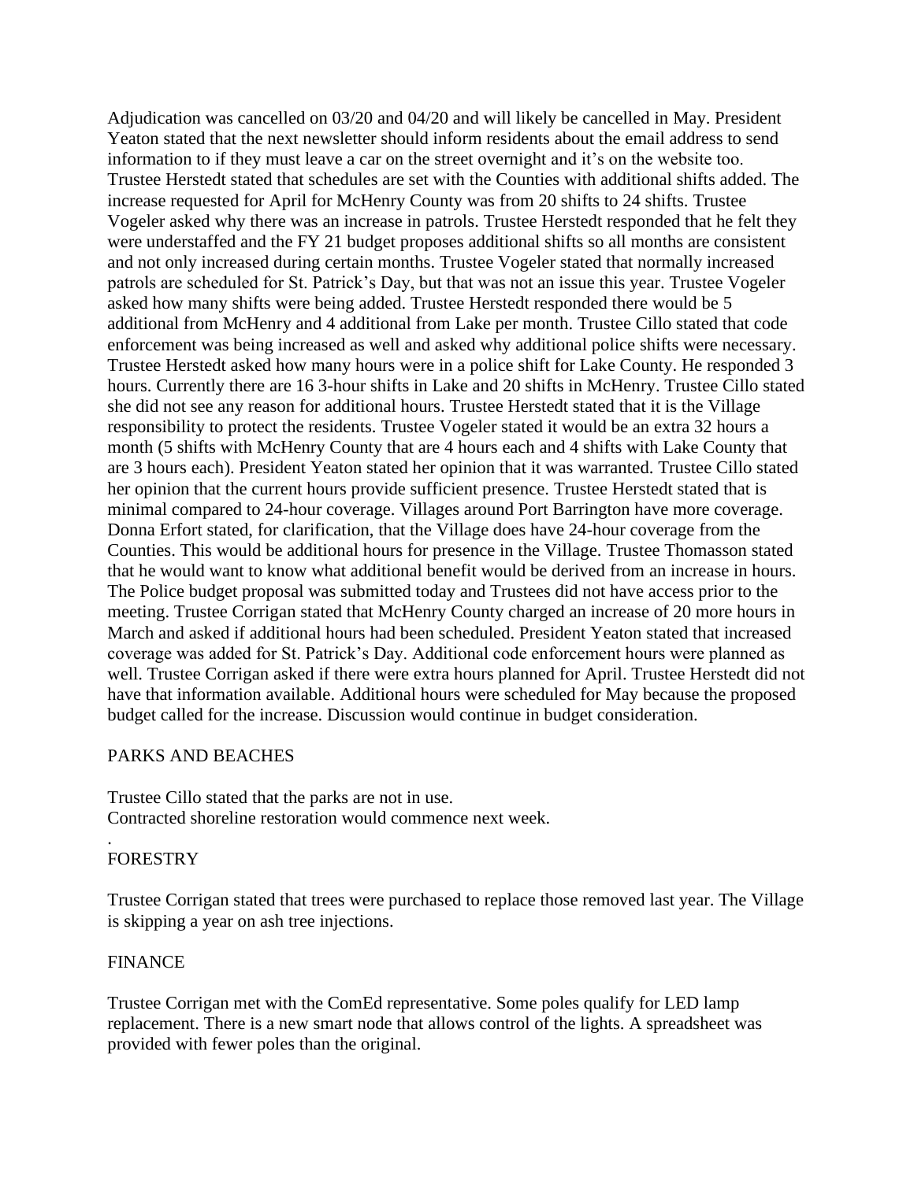Adjudication was cancelled on 03/20 and 04/20 and will likely be cancelled in May. President Yeaton stated that the next newsletter should inform residents about the email address to send information to if they must leave a car on the street overnight and it's on the website too. Trustee Herstedt stated that schedules are set with the Counties with additional shifts added. The increase requested for April for McHenry County was from 20 shifts to 24 shifts. Trustee Vogeler asked why there was an increase in patrols. Trustee Herstedt responded that he felt they were understaffed and the FY 21 budget proposes additional shifts so all months are consistent and not only increased during certain months. Trustee Vogeler stated that normally increased patrols are scheduled for St. Patrick's Day, but that was not an issue this year. Trustee Vogeler asked how many shifts were being added. Trustee Herstedt responded there would be 5 additional from McHenry and 4 additional from Lake per month. Trustee Cillo stated that code enforcement was being increased as well and asked why additional police shifts were necessary. Trustee Herstedt asked how many hours were in a police shift for Lake County. He responded 3 hours. Currently there are 16 3-hour shifts in Lake and 20 shifts in McHenry. Trustee Cillo stated she did not see any reason for additional hours. Trustee Herstedt stated that it is the Village responsibility to protect the residents. Trustee Vogeler stated it would be an extra 32 hours a month (5 shifts with McHenry County that are 4 hours each and 4 shifts with Lake County that are 3 hours each). President Yeaton stated her opinion that it was warranted. Trustee Cillo stated her opinion that the current hours provide sufficient presence. Trustee Herstedt stated that is minimal compared to 24-hour coverage. Villages around Port Barrington have more coverage. Donna Erfort stated, for clarification, that the Village does have 24-hour coverage from the Counties. This would be additional hours for presence in the Village. Trustee Thomasson stated that he would want to know what additional benefit would be derived from an increase in hours. The Police budget proposal was submitted today and Trustees did not have access prior to the meeting. Trustee Corrigan stated that McHenry County charged an increase of 20 more hours in March and asked if additional hours had been scheduled. President Yeaton stated that increased coverage was added for St. Patrick's Day. Additional code enforcement hours were planned as well. Trustee Corrigan asked if there were extra hours planned for April. Trustee Herstedt did not have that information available. Additional hours were scheduled for May because the proposed budget called for the increase. Discussion would continue in budget consideration.

PARKS AND BEACHES

Trustee Cillo stated that the parks are not in use.
Contracted shoreline restoration would commence next week.

.
FORESTRY

Trustee Corrigan stated that trees were purchased to replace those removed last year. The Village is skipping a year on ash tree injections.

FINANCE

Trustee Corrigan met with the ComEd representative. Some poles qualify for LED lamp replacement. There is a new smart node that allows control of the lights. A spreadsheet was provided with fewer poles than the original.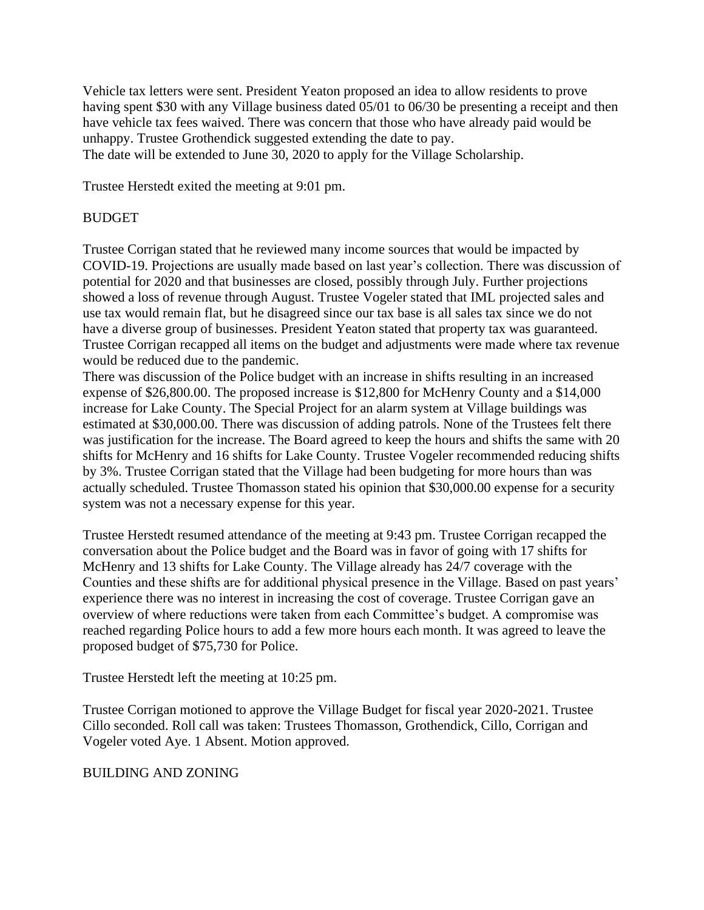Vehicle tax letters were sent. President Yeaton proposed an idea to allow residents to prove having spent $30 with any Village business dated 05/01 to 06/30 be presenting a receipt and then have vehicle tax fees waived. There was concern that those who have already paid would be unhappy. Trustee Grothendick suggested extending the date to pay.
The date will be extended to June 30, 2020 to apply for the Village Scholarship.

Trustee Herstedt exited the meeting at 9:01 pm.

## BUDGET

Trustee Corrigan stated that he reviewed many income sources that would be impacted by COVID-19. Projections are usually made based on last year's collection. There was discussion of potential for 2020 and that businesses are closed, possibly through July. Further projections showed a loss of revenue through August. Trustee Vogeler stated that IML projected sales and use tax would remain flat, but he disagreed since our tax base is all sales tax since we do not have a diverse group of businesses. President Yeaton stated that property tax was guaranteed. Trustee Corrigan recapped all items on the budget and adjustments were made where tax revenue would be reduced due to the pandemic.
There was discussion of the Police budget with an increase in shifts resulting in an increased expense of $26,800.00. The proposed increase is $12,800 for McHenry County and a $14,000 increase for Lake County. The Special Project for an alarm system at Village buildings was estimated at $30,000.00. There was discussion of adding patrols. None of the Trustees felt there was justification for the increase. The Board agreed to keep the hours and shifts the same with 20 shifts for McHenry and 16 shifts for Lake County. Trustee Vogeler recommended reducing shifts by 3%. Trustee Corrigan stated that the Village had been budgeting for more hours than was actually scheduled. Trustee Thomasson stated his opinion that $30,000.00 expense for a security system was not a necessary expense for this year.

Trustee Herstedt resumed attendance of the meeting at 9:43 pm. Trustee Corrigan recapped the conversation about the Police budget and the Board was in favor of going with 17 shifts for McHenry and 13 shifts for Lake County. The Village already has 24/7 coverage with the Counties and these shifts are for additional physical presence in the Village. Based on past years' experience there was no interest in increasing the cost of coverage. Trustee Corrigan gave an overview of where reductions were taken from each Committee's budget. A compromise was reached regarding Police hours to add a few more hours each month. It was agreed to leave the proposed budget of $75,730 for Police.

Trustee Herstedt left the meeting at 10:25 pm.

Trustee Corrigan motioned to approve the Village Budget for fiscal year 2020-2021. Trustee Cillo seconded. Roll call was taken: Trustees Thomasson, Grothendick, Cillo, Corrigan and Vogeler voted Aye. 1 Absent. Motion approved.

## BUILDING AND ZONING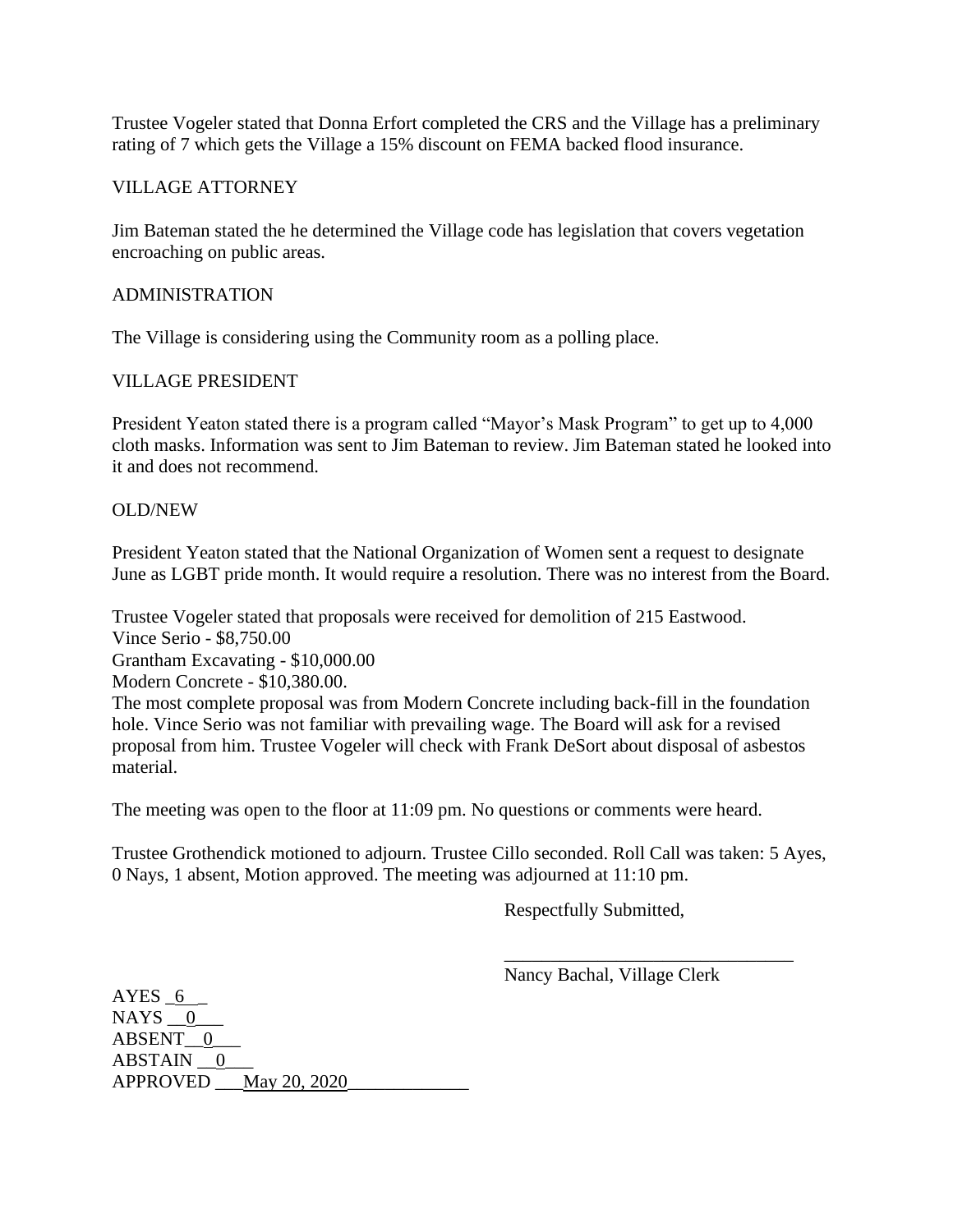Trustee Vogeler stated that Donna Erfort completed the CRS and the Village has a preliminary rating of 7 which gets the Village a 15% discount on FEMA backed flood insurance.

VILLAGE ATTORNEY

Jim Bateman stated the he determined the Village code has legislation that covers vegetation encroaching on public areas.

ADMINISTRATION

The Village is considering using the Community room as a polling place.

VILLAGE PRESIDENT

President Yeaton stated there is a program called "Mayor's Mask Program" to get up to 4,000 cloth masks. Information was sent to Jim Bateman to review. Jim Bateman stated he looked into it and does not recommend.

OLD/NEW

President Yeaton stated that the National Organization of Women sent a request to designate June as LGBT pride month. It would require a resolution. There was no interest from the Board.

Trustee Vogeler stated that proposals were received for demolition of 215 Eastwood.
Vince Serio - $8,750.00
Grantham Excavating - $10,000.00
Modern Concrete - $10,380.00.
The most complete proposal was from Modern Concrete including back-fill in the foundation hole. Vince Serio was not familiar with prevailing wage. The Board will ask for a revised proposal from him. Trustee Vogeler will check with Frank DeSort about disposal of asbestos material.

The meeting was open to the floor at 11:09 pm. No questions or comments were heard.

Trustee Grothendick motioned to adjourn. Trustee Cillo seconded. Roll Call was taken: 5 Ayes, 0 Nays, 1 absent, Motion approved. The meeting was adjourned at 11:10 pm.

Respectfully Submitted,

_______________________________
Nancy Bachal, Village Clerk

AYES _6_
NAYS _0_
ABSENT _0_
ABSTAIN _0_
APPROVED _May 20, 2020_